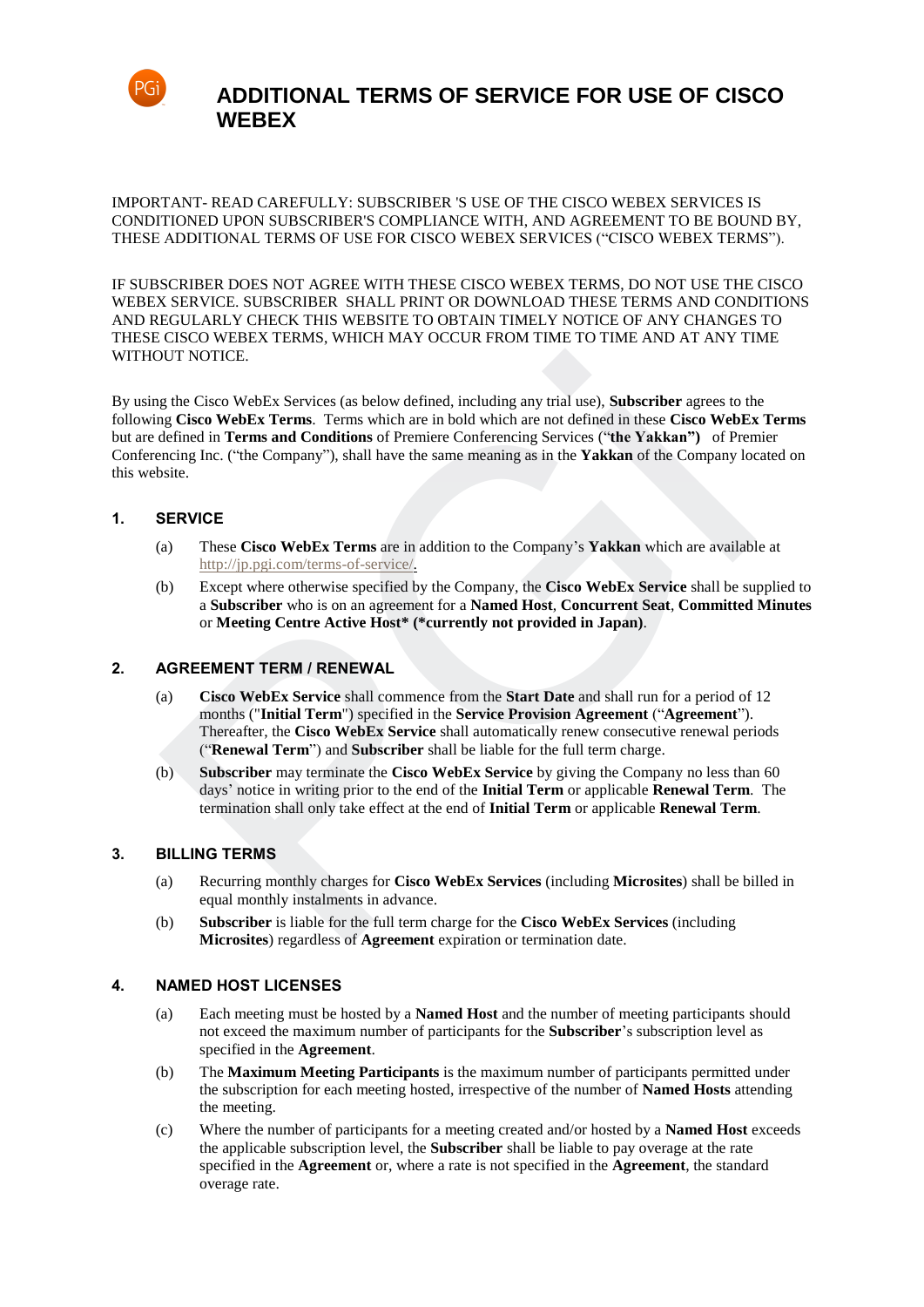# ADDITIONAL TERMS OF SERVICE FOR USE OF CISCO WEBEX

IMPORTANT- READ CAREFULLY: SUBSCRIBER 'S USE OF THE CISCO WEBEX SERVICES IS CONDITIONED UPON SUBSCRIBER'S COMPLIANCE WITH, AND AGREEMENT TO BE BOUND BY, THESE ADDITIONAL TERMS OF USE FOR CISCO WEBEX SERVICES ("CISCO WEBEX TERMS").

IF SUBSCRIBER DOES NOT AGREE WITH THESE CISCO WEBEX TERMS, DO NOT USE THE CISCO WEBEX SERVICE. SUBSCRIBER SHALL PRINT OR DOWNLOAD THESE TERMS AND CONDITIONS AND REGULARLY CHECK THIS WEBSITE TO OBTAIN TIMELY NOTICE OF ANY CHANGES TO THESE CISCO WEBEX TERMS, WHICH MAY OCCUR FROM TIME TO TIME AND AT ANY TIME WITHOUT NOTICE.

By using the Cisco WebEx Services (as below defined, including any trial use), **Subscriber** agrees to the following **Cisco WebEx Terms**. Terms which are in bold which are not defined in these **Cisco WebEx Terms** but are defined in **Terms and Conditions** of Premiere Conferencing Services ("**the Yakkan")** of Premier Conferencing Inc. ("the Company"), shall have the same meaning as in the **Yakkan** of the Company located on this website.

## 1. SERVICE

(a) These **Cisco WebEx Terms** are in addition to the Company's **Yakkan** which are available at http://jp.pgi.com/terms-of-service/.

(b) Except where otherwise specified by the Company, the **Cisco WebEx Service** shall be supplied to a **Subscriber** who is on an agreement for a **Named Host**, **Concurrent Seat**, **Committed Minutes** or **Meeting Centre Active Host\* (\*currently not provided in Japan)**.

## 2. AGREEMENT TERM / RENEWAL

(a) **Cisco WebEx Service** shall commence from the **Start Date** and shall run for a period of 12 months ("**Initial Term**") specified in the **Service Provision Agreement** ("**Agreement**"). Thereafter, the **Cisco WebEx Service** shall automatically renew consecutive renewal periods ("**Renewal Term**") and **Subscriber** shall be liable for the full term charge.

(b) **Subscriber** may terminate the **Cisco WebEx Service** by giving the Company no less than 60 days' notice in writing prior to the end of the **Initial Term** or applicable **Renewal Term**. The termination shall only take effect at the end of **Initial Term** or applicable **Renewal Term**.

## 3. BILLING TERMS

(a) Recurring monthly charges for **Cisco WebEx Services** (including **Microsites**) shall be billed in equal monthly instalments in advance.

(b) **Subscriber** is liable for the full term charge for the **Cisco WebEx Services** (including **Microsites**) regardless of **Agreement** expiration or termination date.

## 4. NAMED HOST LICENSES

(a) Each meeting must be hosted by a **Named Host** and the number of meeting participants should not exceed the maximum number of participants for the **Subscriber**'s subscription level as specified in the **Agreement**.

(b) The **Maximum Meeting Participants** is the maximum number of participants permitted under the subscription for each meeting hosted, irrespective of the number of **Named Hosts** attending the meeting.

(c) Where the number of participants for a meeting created and/or hosted by a **Named Host** exceeds the applicable subscription level, the **Subscriber** shall be liable to pay overage at the rate specified in the **Agreement** or, where a rate is not specified in the **Agreement**, the standard overage rate.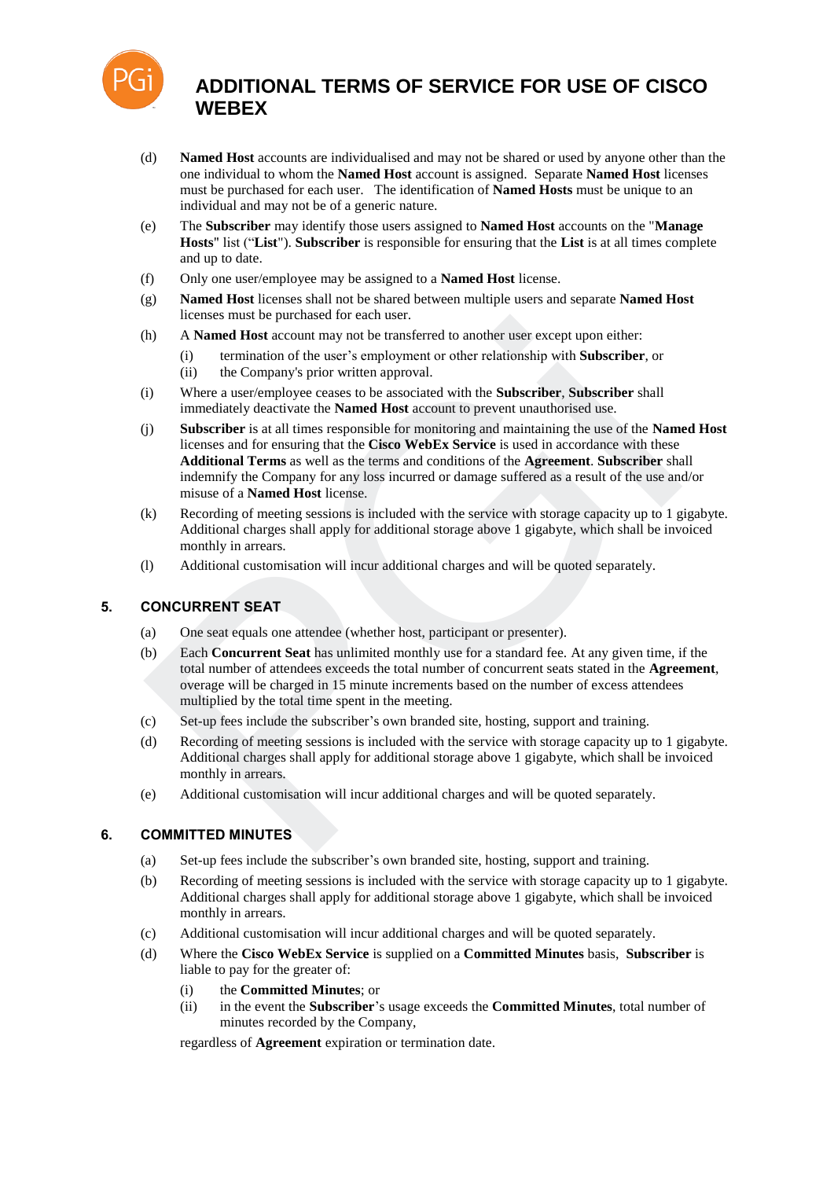# ADDITIONAL TERMS OF SERVICE FOR USE OF CISCO WEBEX

(d) **Named Host** accounts are individualised and may not be shared or used by anyone other than the one individual to whom the **Named Host** account is assigned. Separate **Named Host** licenses must be purchased for each user. The identification of **Named Hosts** must be unique to an individual and may not be of a generic nature.

(e) The **Subscriber** may identify those users assigned to **Named Host** accounts on the "**Manage Hosts**" list ("**List**"). **Subscriber** is responsible for ensuring that the **List** is at all times complete and up to date.

(f) Only one user/employee may be assigned to a **Named Host** license.

(g) **Named Host** licenses shall not be shared between multiple users and separate **Named Host** licenses must be purchased for each user.

(h) A **Named Host** account may not be transferred to another user except upon either:

- (i) termination of the user's employment or other relationship with **Subscriber**, or
- (ii) the Company's prior written approval.

(i) Where a user/employee ceases to be associated with the **Subscriber**, **Subscriber** shall immediately deactivate the **Named Host** account to prevent unauthorised use.

(j) **Subscriber** is at all times responsible for monitoring and maintaining the use of the **Named Host** licenses and for ensuring that the **Cisco WebEx Service** is used in accordance with these **Additional Terms** as well as the terms and conditions of the **Agreement**. **Subscriber** shall indemnify the Company for any loss incurred or damage suffered as a result of the use and/or misuse of a **Named Host** license.

(k) Recording of meeting sessions is included with the service with storage capacity up to 1 gigabyte. Additional charges shall apply for additional storage above 1 gigabyte, which shall be invoiced monthly in arrears.

(l) Additional customisation will incur additional charges and will be quoted separately.

## 5. CONCURRENT SEAT

(a) One seat equals one attendee (whether host, participant or presenter).

(b) Each **Concurrent Seat** has unlimited monthly use for a standard fee. At any given time, if the total number of attendees exceeds the total number of concurrent seats stated in the **Agreement**, overage will be charged in 15 minute increments based on the number of excess attendees multiplied by the total time spent in the meeting.

(c) Set-up fees include the subscriber's own branded site, hosting, support and training.

(d) Recording of meeting sessions is included with the service with storage capacity up to 1 gigabyte. Additional charges shall apply for additional storage above 1 gigabyte, which shall be invoiced monthly in arrears.

(e) Additional customisation will incur additional charges and will be quoted separately.

## 6. COMMITTED MINUTES

(a) Set-up fees include the subscriber's own branded site, hosting, support and training.

(b) Recording of meeting sessions is included with the service with storage capacity up to 1 gigabyte. Additional charges shall apply for additional storage above 1 gigabyte, which shall be invoiced monthly in arrears.

(c) Additional customisation will incur additional charges and will be quoted separately.

(d) Where the **Cisco WebEx Service** is supplied on a **Committed Minutes** basis, **Subscriber** is liable to pay for the greater of:

- (i) the **Committed Minutes**; or
- (ii) in the event the **Subscriber**'s usage exceeds the **Committed Minutes**, total number of minutes recorded by the Company,

regardless of **Agreement** expiration or termination date.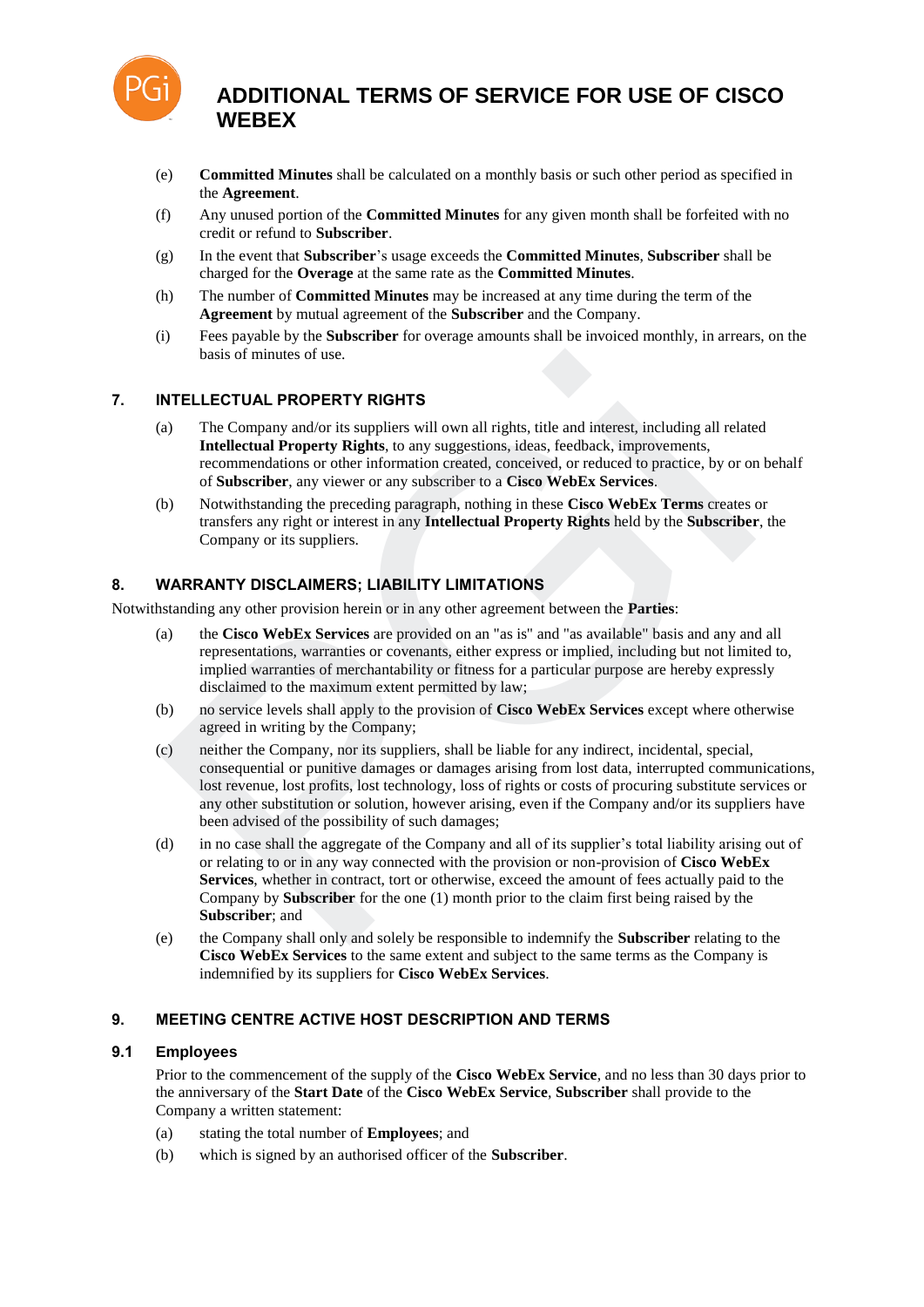(e) **Committed Minutes** shall be calculated on a monthly basis or such other period as specified in the **Agreement**.

(f) Any unused portion of the **Committed Minutes** for any given month shall be forfeited with no credit or refund to **Subscriber**.

(g) In the event that **Subscriber**'s usage exceeds the **Committed Minutes**, **Subscriber** shall be charged for the **Overage** at the same rate as the **Committed Minutes**.

(h) The number of **Committed Minutes** may be increased at any time during the term of the **Agreement** by mutual agreement of the **Subscriber** and the Company.

(i) Fees payable by the **Subscriber** for overage amounts shall be invoiced monthly, in arrears, on the basis of minutes of use.

## 7. INTELLECTUAL PROPERTY RIGHTS

(a) The Company and/or its suppliers will own all rights, title and interest, including all related **Intellectual Property Rights**, to any suggestions, ideas, feedback, improvements, recommendations or other information created, conceived, or reduced to practice, by or on behalf of **Subscriber**, any viewer or any subscriber to a **Cisco WebEx Services**.

(b) Notwithstanding the preceding paragraph, nothing in these **Cisco WebEx Terms** creates or transfers any right or interest in any **Intellectual Property Rights** held by the **Subscriber**, the Company or its suppliers.

## 8. WARRANTY DISCLAIMERS; LIABILITY LIMITATIONS

Notwithstanding any other provision herein or in any other agreement between the **Parties**:

(a) the **Cisco WebEx Services** are provided on an "as is" and "as available" basis and any and all representations, warranties or covenants, either express or implied, including but not limited to, implied warranties of merchantability or fitness for a particular purpose are hereby expressly disclaimed to the maximum extent permitted by law;

(b) no service levels shall apply to the provision of **Cisco WebEx Services** except where otherwise agreed in writing by the Company;

(c) neither the Company, nor its suppliers, shall be liable for any indirect, incidental, special, consequential or punitive damages or damages arising from lost data, interrupted communications, lost revenue, lost profits, lost technology, loss of rights or costs of procuring substitute services or any other substitution or solution, however arising, even if the Company and/or its suppliers have been advised of the possibility of such damages;

(d) in no case shall the aggregate of the Company and all of its supplier's total liability arising out of or relating to or in any way connected with the provision or non-provision of **Cisco WebEx Services**, whether in contract, tort or otherwise, exceed the amount of fees actually paid to the Company by **Subscriber** for the one (1) month prior to the claim first being raised by the **Subscriber**; and

(e) the Company shall only and solely be responsible to indemnify the **Subscriber** relating to the **Cisco WebEx Services** to the same extent and subject to the same terms as the Company is indemnified by its suppliers for **Cisco WebEx Services**.

## 9. MEETING CENTRE ACTIVE HOST DESCRIPTION AND TERMS

### 9.1 Employees

Prior to the commencement of the supply of the **Cisco WebEx Service**, and no less than 30 days prior to the anniversary of the **Start Date** of the **Cisco WebEx Service**, **Subscriber** shall provide to the Company a written statement:

(a) stating the total number of **Employees**; and

(b) which is signed by an authorised officer of the **Subscriber**.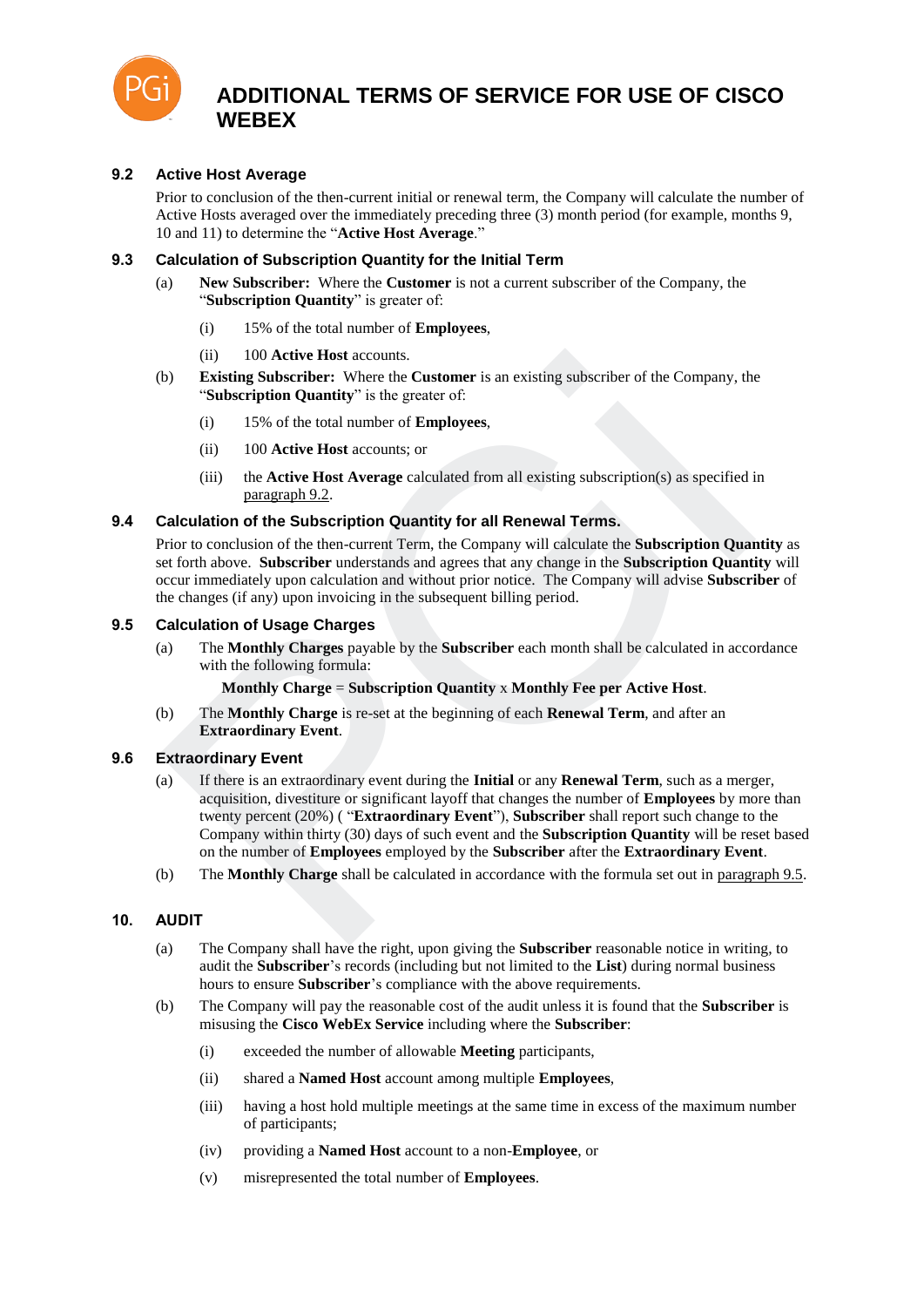# ADDITIONAL TERMS OF SERVICE FOR USE OF CISCO WEBEX

### 9.2 Active Host Average

Prior to conclusion of the then-current initial or renewal term, the Company will calculate the number of Active Hosts averaged over the immediately preceding three (3) month period (for example, months 9, 10 and 11) to determine the "**Active Host Average**."

### 9.3 Calculation of Subscription Quantity for the Initial Term

(a) **New Subscriber:** Where the **Customer** is not a current subscriber of the Company, the "**Subscription Quantity**" is greater of:

  (i) 15% of the total number of **Employees**,

  (ii) 100 **Active Host** accounts.

(b) **Existing Subscriber:** Where the **Customer** is an existing subscriber of the Company, the "**Subscription Quantity**" is the greater of:

  (i) 15% of the total number of **Employees**,

  (ii) 100 **Active Host** accounts; or

  (iii) the **Active Host Average** calculated from all existing subscription(s) as specified in paragraph 9.2.

### 9.4 Calculation of the Subscription Quantity for all Renewal Terms.

Prior to conclusion of the then-current Term, the Company will calculate the **Subscription Quantity** as set forth above. **Subscriber** understands and agrees that any change in the **Subscription Quantity** will occur immediately upon calculation and without prior notice. The Company will advise **Subscriber** of the changes (if any) upon invoicing in the subsequent billing period.

### 9.5 Calculation of Usage Charges

(a) The **Monthly Charges** payable by the **Subscriber** each month shall be calculated in accordance with the following formula:

  **Monthly Charge** = **Subscription Quantity** x **Monthly Fee per Active Host**.

(b) The **Monthly Charge** is re-set at the beginning of each **Renewal Term**, and after an **Extraordinary Event**.

### 9.6 Extraordinary Event

(a) If there is an extraordinary event during the **Initial** or any **Renewal Term**, such as a merger, acquisition, divestiture or significant layoff that changes the number of **Employees** by more than twenty percent (20%) ( "**Extraordinary Event**"), **Subscriber** shall report such change to the Company within thirty (30) days of such event and the **Subscription Quantity** will be reset based on the number of **Employees** employed by the **Subscriber** after the **Extraordinary Event**.

(b) The **Monthly Charge** shall be calculated in accordance with the formula set out in paragraph 9.5.

## 10. AUDIT

(a) The Company shall have the right, upon giving the **Subscriber** reasonable notice in writing, to audit the **Subscriber**'s records (including but not limited to the **List**) during normal business hours to ensure **Subscriber**'s compliance with the above requirements.

(b) The Company will pay the reasonable cost of the audit unless it is found that the **Subscriber** is misusing the **Cisco WebEx Service** including where the **Subscriber**:

  (i) exceeded the number of allowable **Meeting** participants,

  (ii) shared a **Named Host** account among multiple **Employees**,

  (iii) having a host hold multiple meetings at the same time in excess of the maximum number of participants;

  (iv) providing a **Named Host** account to a non-**Employee**, or

  (v) misrepresented the total number of **Employees**.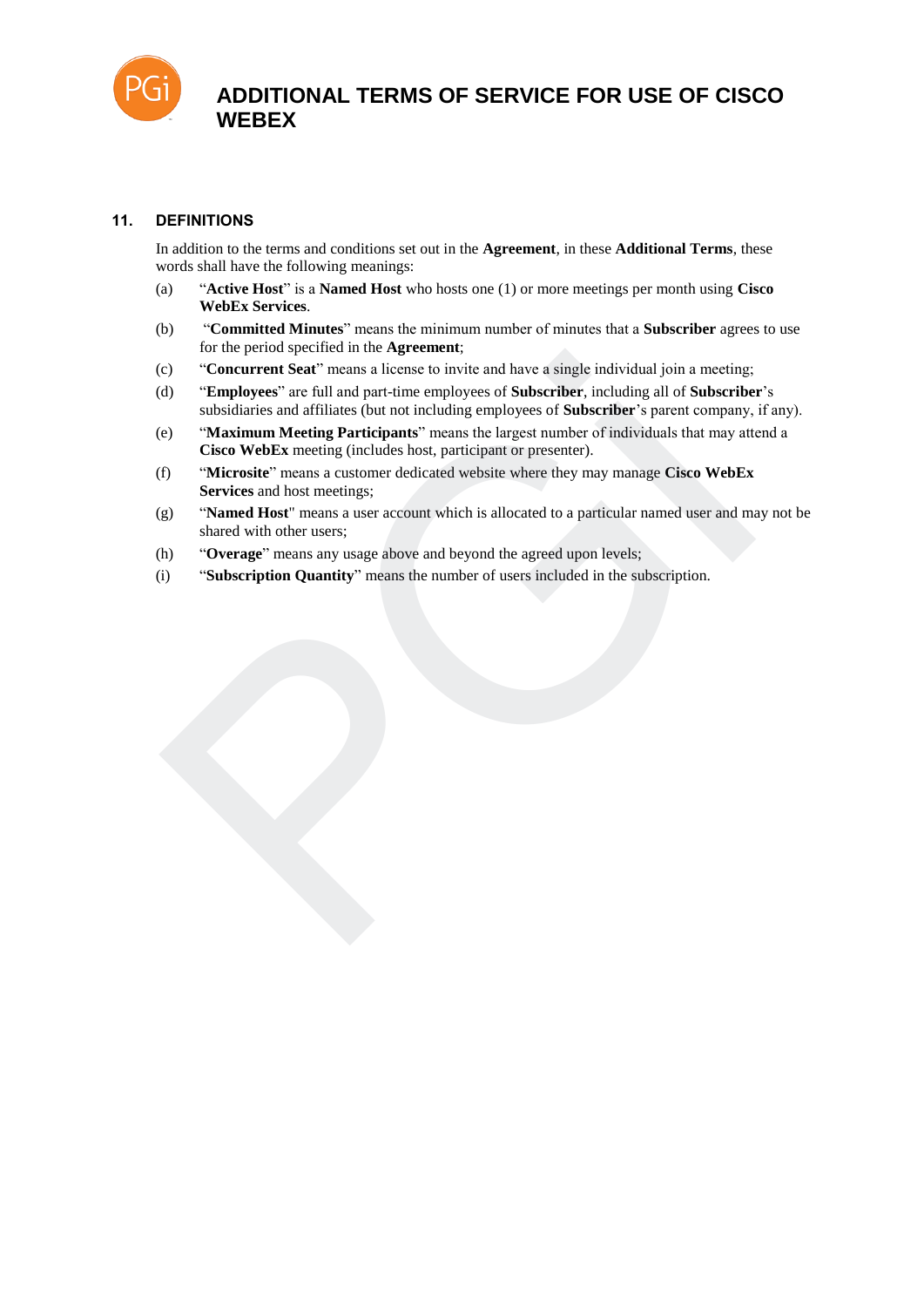# ADDITIONAL TERMS OF SERVICE FOR USE OF CISCO WEBEX

## 11. DEFINITIONS

In addition to the terms and conditions set out in the **Agreement**, in these **Additional Terms**, these words shall have the following meanings:

(a) "**Active Host**" is a **Named Host** who hosts one (1) or more meetings per month using **Cisco WebEx Services**.

(b) "**Committed Minutes**" means the minimum number of minutes that a **Subscriber** agrees to use for the period specified in the **Agreement**;

(c) "**Concurrent Seat**" means a license to invite and have a single individual join a meeting;

(d) "**Employees**" are full and part-time employees of **Subscriber**, including all of **Subscriber**'s subsidiaries and affiliates (but not including employees of **Subscriber**'s parent company, if any).

(e) "**Maximum Meeting Participants**" means the largest number of individuals that may attend a **Cisco WebEx** meeting (includes host, participant or presenter).

(f) "**Microsite**" means a customer dedicated website where they may manage **Cisco WebEx Services** and host meetings;

(g) "**Named Host**" means a user account which is allocated to a particular named user and may not be shared with other users;

(h) "**Overage**" means any usage above and beyond the agreed upon levels;

(i) "**Subscription Quantity**" means the number of users included in the subscription.